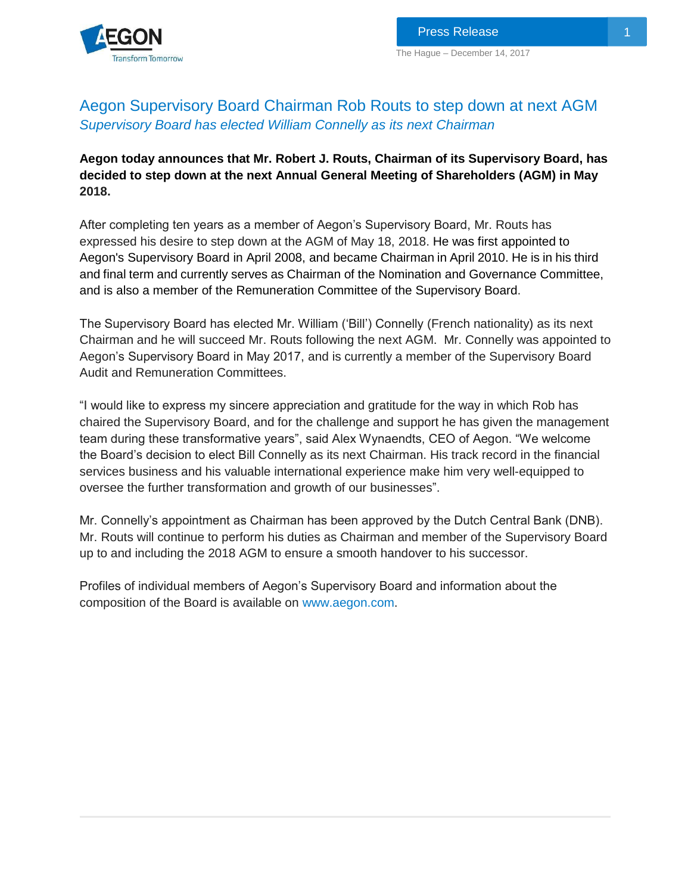Press Release

The Hague – December 14, 2017

# Aegon Supervisory Board Chairman Rob Routs to step down at next AGM

*Supervisory Board has elected William Connelly as its next Chairman*

**Aegon today announces that Mr. Robert J. Routs, Chairman of its Supervisory Board, has decided to step down at the next Annual General Meeting of Shareholders (AGM) in May 2018.**

After completing ten years as a member of Aegon's Supervisory Board, Mr. Routs has expressed his desire to step down at the AGM of May 18, 2018. He was first appointed to Aegon's Supervisory Board in April 2008, and became Chairman in April 2010. He is in his third and final term and currently serves as Chairman of the Nomination and Governance Committee, and is also a member of the Remuneration Committee of the Supervisory Board.

The Supervisory Board has elected Mr. William ('Bill') Connelly (French nationality) as its next Chairman and he will succeed Mr. Routs following the next AGM. Mr. Connelly was appointed to Aegon's Supervisory Board in May 2017, and is currently a member of the Supervisory Board Audit and Remuneration Committees.

"I would like to express my sincere appreciation and gratitude for the way in which Rob has chaired the Supervisory Board, and for the challenge and support he has given the management team during these transformative years", said Alex Wynaendts, CEO of Aegon. "We welcome the Board's decision to elect Bill Connelly as its next Chairman. His track record in the financial services business and his valuable international experience make him very well-equipped to oversee the further transformation and growth of our businesses".

Mr. Connelly's appointment as Chairman has been approved by the Dutch Central Bank (DNB). Mr. Routs will continue to perform his duties as Chairman and member of the Supervisory Board up to and including the 2018 AGM to ensure a smooth handover to his successor.

Profiles of individual members of Aegon's Supervisory Board and information about the composition of the Board is available on www.aegon.com.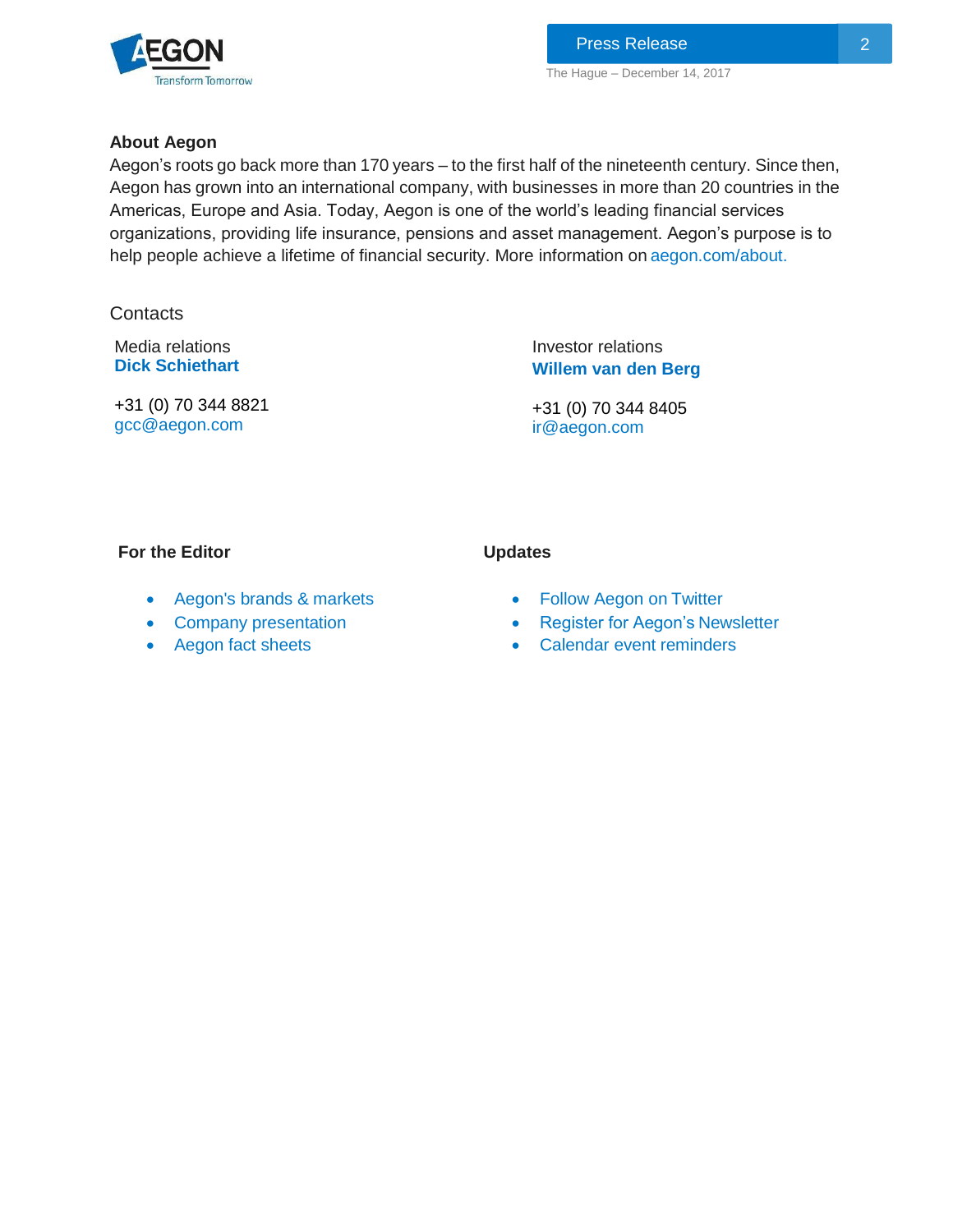## About Aegon

Aegon's roots go back more than 170 years – to the first half of the nineteenth century. Since then, Aegon has grown into an international company, with businesses in more than 20 countries in the Americas, Europe and Asia. Today, Aegon is one of the world's leading financial services organizations, providing life insurance, pensions and asset management. Aegon's purpose is to help people achieve a lifetime of financial security. More information on aegon.com/about.

### Contacts

Media relations
**Dick Schiethart**

+31 (0) 70 344 8821
gcc@aegon.com

Investor relations
**Willem van den Berg**

+31 (0) 70 344 8405
ir@aegon.com

**For the Editor**

- Aegon's brands & markets
- Company presentation
- Aegon fact sheets

**Updates**

- Follow Aegon on Twitter
- Register for Aegon's Newsletter
- Calendar event reminders